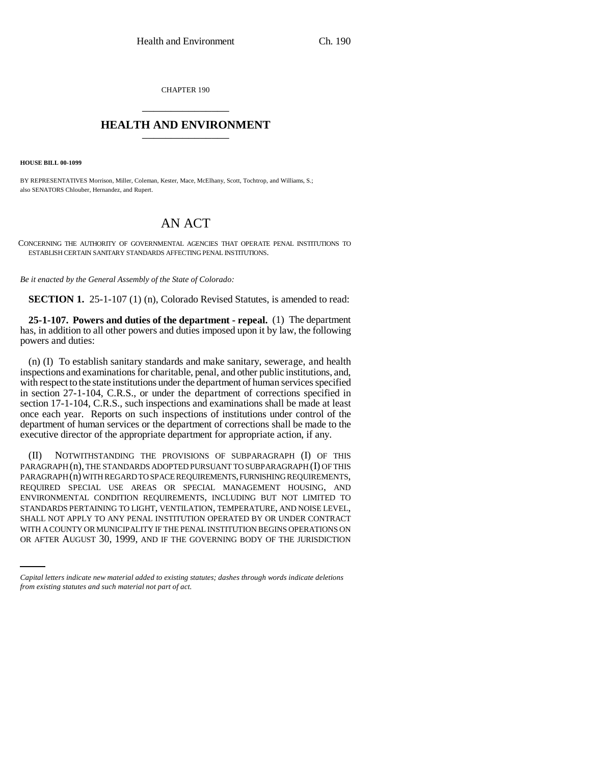CHAPTER 190

# HEALTH AND ENVIRONMENT

**HOUSE BILL 00-1099**

BY REPRESENTATIVES Morrison, Miller, Coleman, Kester, Mace, McElhany, Scott, Tochtrop, and Williams, S.; also SENATORS Chlouber, Hernandez, and Rupert.

# AN ACT

CONCERNING THE AUTHORITY OF GOVERNMENTAL AGENCIES THAT OPERATE PENAL INSTITUTIONS TO ESTABLISH CERTAIN SANITARY STANDARDS AFFECTING PENAL INSTITUTIONS.

*Be it enacted by the General Assembly of the State of Colorado:*

**SECTION 1.** 25-1-107 (1) (n), Colorado Revised Statutes, is amended to read:

**25-1-107. Powers and duties of the department - repeal.** (1) The department has, in addition to all other powers and duties imposed upon it by law, the following powers and duties:

(n) (I) To establish sanitary standards and make sanitary, sewerage, and health inspections and examinations for charitable, penal, and other public institutions, and, with respect to the state institutions under the department of human services specified in section 27-1-104, C.R.S., or under the department of corrections specified in section 17-1-104, C.R.S., such inspections and examinations shall be made at least once each year. Reports on such inspections of institutions under control of the department of human services or the department of corrections shall be made to the executive director of the appropriate department for appropriate action, if any.

(II) NOTWITHSTANDING THE PROVISIONS OF SUBPARAGRAPH (I) OF THIS PARAGRAPH (n), THE STANDARDS ADOPTED PURSUANT TO SUBPARAGRAPH (I) OF THIS PARAGRAPH (n) WITH REGARD TO SPACE REQUIREMENTS, FURNISHING REQUIREMENTS, REQUIRED SPECIAL USE AREAS OR SPECIAL MANAGEMENT HOUSING, AND ENVIRONMENTAL CONDITION REQUIREMENTS, INCLUDING BUT NOT LIMITED TO STANDARDS PERTAINING TO LIGHT, VENTILATION, TEMPERATURE, AND NOISE LEVEL, SHALL NOT APPLY TO ANY PENAL INSTITUTION OPERATED BY OR UNDER CONTRACT WITH A COUNTY OR MUNICIPALITY IF THE PENAL INSTITUTION BEGINS OPERATIONS ON OR AFTER AUGUST 30, 1999, AND IF THE GOVERNING BODY OF THE JURISDICTION

*Capital letters indicate new material added to existing statutes; dashes through words indicate deletions from existing statutes and such material not part of act.*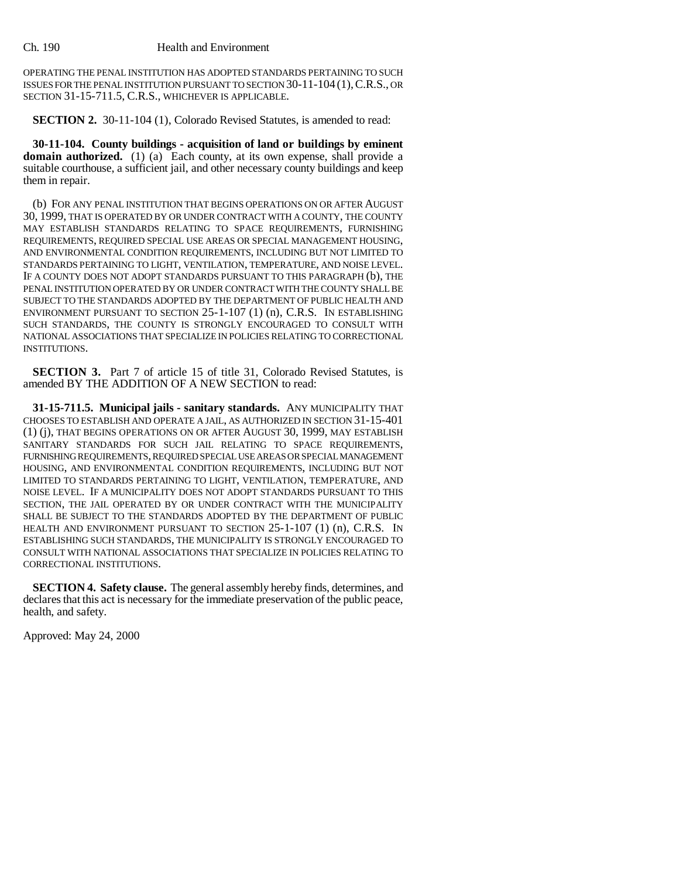OPERATING THE PENAL INSTITUTION HAS ADOPTED STANDARDS PERTAINING TO SUCH ISSUES FOR THE PENAL INSTITUTION PURSUANT TO SECTION 30-11-104 (1), C.R.S., OR SECTION 31-15-711.5, C.R.S., WHICHEVER IS APPLICABLE.

**SECTION 2.** 30-11-104 (1), Colorado Revised Statutes, is amended to read:

**30-11-104. County buildings - acquisition of land or buildings by eminent domain authorized.** (1) (a) Each county, at its own expense, shall provide a suitable courthouse, a sufficient jail, and other necessary county buildings and keep them in repair.

(b) FOR ANY PENAL INSTITUTION THAT BEGINS OPERATIONS ON OR AFTER AUGUST 30, 1999, THAT IS OPERATED BY OR UNDER CONTRACT WITH A COUNTY, THE COUNTY MAY ESTABLISH STANDARDS RELATING TO SPACE REQUIREMENTS, FURNISHING REQUIREMENTS, REQUIRED SPECIAL USE AREAS OR SPECIAL MANAGEMENT HOUSING, AND ENVIRONMENTAL CONDITION REQUIREMENTS, INCLUDING BUT NOT LIMITED TO STANDARDS PERTAINING TO LIGHT, VENTILATION, TEMPERATURE, AND NOISE LEVEL. IF A COUNTY DOES NOT ADOPT STANDARDS PURSUANT TO THIS PARAGRAPH (b), THE PENAL INSTITUTION OPERATED BY OR UNDER CONTRACT WITH THE COUNTY SHALL BE SUBJECT TO THE STANDARDS ADOPTED BY THE DEPARTMENT OF PUBLIC HEALTH AND ENVIRONMENT PURSUANT TO SECTION 25-1-107 (1) (n), C.R.S. IN ESTABLISHING SUCH STANDARDS, THE COUNTY IS STRONGLY ENCOURAGED TO CONSULT WITH NATIONAL ASSOCIATIONS THAT SPECIALIZE IN POLICIES RELATING TO CORRECTIONAL INSTITUTIONS.

**SECTION 3.** Part 7 of article 15 of title 31, Colorado Revised Statutes, is amended BY THE ADDITION OF A NEW SECTION to read:

**31-15-711.5. Municipal jails - sanitary standards.** ANY MUNICIPALITY THAT CHOOSES TO ESTABLISH AND OPERATE A JAIL, AS AUTHORIZED IN SECTION 31-15-401 (1) (j), THAT BEGINS OPERATIONS ON OR AFTER AUGUST 30, 1999, MAY ESTABLISH SANITARY STANDARDS FOR SUCH JAIL RELATING TO SPACE REQUIREMENTS, FURNISHING REQUIREMENTS, REQUIRED SPECIAL USE AREAS OR SPECIAL MANAGEMENT HOUSING, AND ENVIRONMENTAL CONDITION REQUIREMENTS, INCLUDING BUT NOT LIMITED TO STANDARDS PERTAINING TO LIGHT, VENTILATION, TEMPERATURE, AND NOISE LEVEL. IF A MUNICIPALITY DOES NOT ADOPT STANDARDS PURSUANT TO THIS SECTION, THE JAIL OPERATED BY OR UNDER CONTRACT WITH THE MUNICIPALITY SHALL BE SUBJECT TO THE STANDARDS ADOPTED BY THE DEPARTMENT OF PUBLIC HEALTH AND ENVIRONMENT PURSUANT TO SECTION 25-1-107 (1) (n), C.R.S. IN ESTABLISHING SUCH STANDARDS, THE MUNICIPALITY IS STRONGLY ENCOURAGED TO CONSULT WITH NATIONAL ASSOCIATIONS THAT SPECIALIZE IN POLICIES RELATING TO CORRECTIONAL INSTITUTIONS.

**SECTION 4. Safety clause.** The general assembly hereby finds, determines, and declares that this act is necessary for the immediate preservation of the public peace, health, and safety.

Approved: May 24, 2000